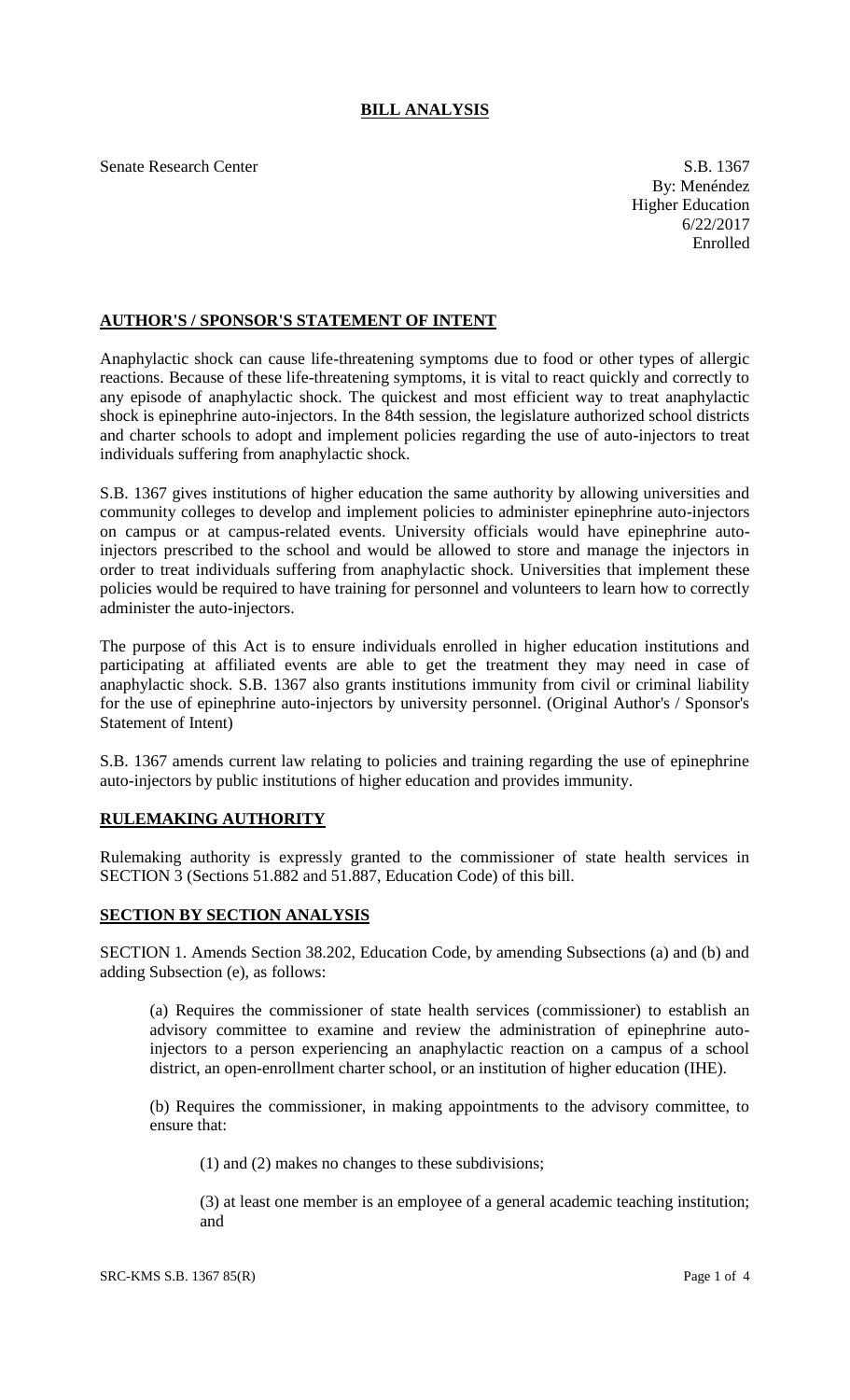# BILL ANALYSIS

Senate Research Center

S.B. 1367
By: Menéndez
Higher Education
6/22/2017
Enrolled

## AUTHOR'S / SPONSOR'S STATEMENT OF INTENT

Anaphylactic shock can cause life-threatening symptoms due to food or other types of allergic reactions. Because of these life-threatening symptoms, it is vital to react quickly and correctly to any episode of anaphylactic shock. The quickest and most efficient way to treat anaphylactic shock is epinephrine auto-injectors. In the 84th session, the legislature authorized school districts and charter schools to adopt and implement policies regarding the use of auto-injectors to treat individuals suffering from anaphylactic shock.

S.B. 1367 gives institutions of higher education the same authority by allowing universities and community colleges to develop and implement policies to administer epinephrine auto-injectors on campus or at campus-related events. University officials would have epinephrine auto-injectors prescribed to the school and would be allowed to store and manage the injectors in order to treat individuals suffering from anaphylactic shock. Universities that implement these policies would be required to have training for personnel and volunteers to learn how to correctly administer the auto-injectors.

The purpose of this Act is to ensure individuals enrolled in higher education institutions and participating at affiliated events are able to get the treatment they may need in case of anaphylactic shock. S.B. 1367 also grants institutions immunity from civil or criminal liability for the use of epinephrine auto-injectors by university personnel. (Original Author's / Sponsor's Statement of Intent)

S.B. 1367 amends current law relating to policies and training regarding the use of epinephrine auto-injectors by public institutions of higher education and provides immunity.

## RULEMAKING AUTHORITY

Rulemaking authority is expressly granted to the commissioner of state health services in SECTION 3 (Sections 51.882 and 51.887, Education Code) of this bill.

## SECTION BY SECTION ANALYSIS

SECTION 1. Amends Section 38.202, Education Code, by amending Subsections (a) and (b) and adding Subsection (e), as follows:

(a) Requires the commissioner of state health services (commissioner) to establish an advisory committee to examine and review the administration of epinephrine auto-injectors to a person experiencing an anaphylactic reaction on a campus of a school district, an open-enrollment charter school, or an institution of higher education (IHE).

(b) Requires the commissioner, in making appointments to the advisory committee, to ensure that:

(1) and (2) makes no changes to these subdivisions;

(3) at least one member is an employee of a general academic teaching institution; and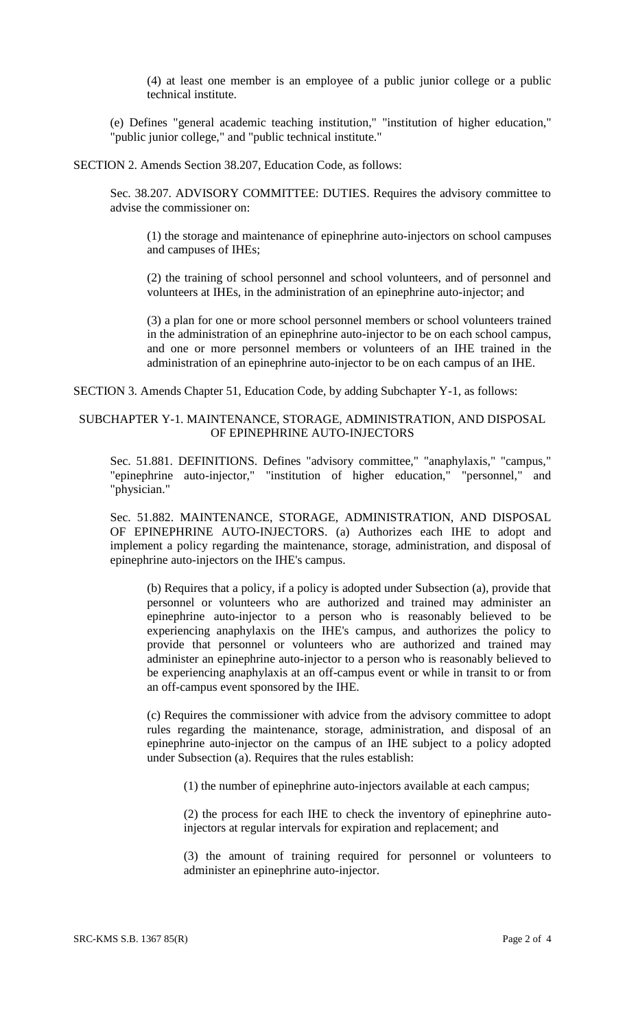(4) at least one member is an employee of a public junior college or a public technical institute.

(e) Defines "general academic teaching institution," "institution of higher education," "public junior college," and "public technical institute."

SECTION 2. Amends Section 38.207, Education Code, as follows:

Sec. 38.207. ADVISORY COMMITTEE: DUTIES. Requires the advisory committee to advise the commissioner on:

(1) the storage and maintenance of epinephrine auto-injectors on school campuses and campuses of IHEs;

(2) the training of school personnel and school volunteers, and of personnel and volunteers at IHEs, in the administration of an epinephrine auto-injector; and

(3) a plan for one or more school personnel members or school volunteers trained in the administration of an epinephrine auto-injector to be on each school campus, and one or more personnel members or volunteers of an IHE trained in the administration of an epinephrine auto-injector to be on each campus of an IHE.

SECTION 3. Amends Chapter 51, Education Code, by adding Subchapter Y-1, as follows:

SUBCHAPTER Y-1. MAINTENANCE, STORAGE, ADMINISTRATION, AND DISPOSAL OF EPINEPHRINE AUTO-INJECTORS

Sec. 51.881. DEFINITIONS. Defines "advisory committee," "anaphylaxis," "campus," "epinephrine auto-injector," "institution of higher education," "personnel," and "physician."

Sec. 51.882. MAINTENANCE, STORAGE, ADMINISTRATION, AND DISPOSAL OF EPINEPHRINE AUTO-INJECTORS. (a) Authorizes each IHE to adopt and implement a policy regarding the maintenance, storage, administration, and disposal of epinephrine auto-injectors on the IHE's campus.

(b) Requires that a policy, if a policy is adopted under Subsection (a), provide that personnel or volunteers who are authorized and trained may administer an epinephrine auto-injector to a person who is reasonably believed to be experiencing anaphylaxis on the IHE's campus, and authorizes the policy to provide that personnel or volunteers who are authorized and trained may administer an epinephrine auto-injector to a person who is reasonably believed to be experiencing anaphylaxis at an off-campus event or while in transit to or from an off-campus event sponsored by the IHE.

(c) Requires the commissioner with advice from the advisory committee to adopt rules regarding the maintenance, storage, administration, and disposal of an epinephrine auto-injector on the campus of an IHE subject to a policy adopted under Subsection (a). Requires that the rules establish:

(1) the number of epinephrine auto-injectors available at each campus;

(2) the process for each IHE to check the inventory of epinephrine auto-injectors at regular intervals for expiration and replacement; and

(3) the amount of training required for personnel or volunteers to administer an epinephrine auto-injector.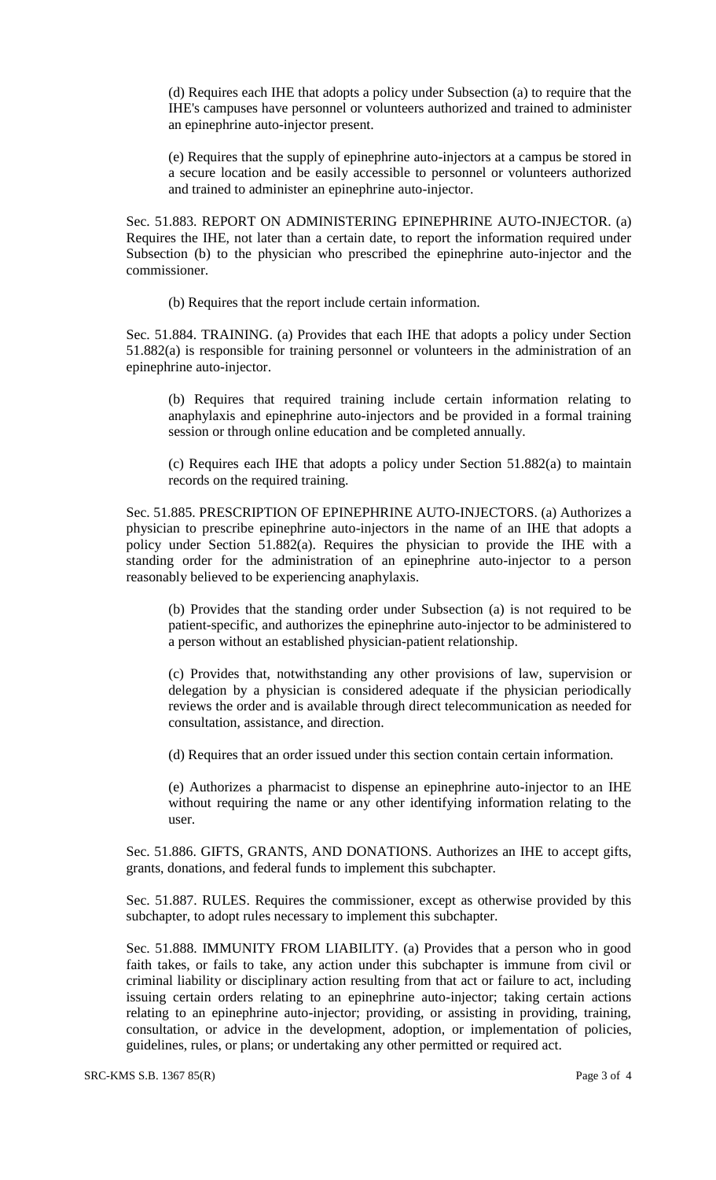(d) Requires each IHE that adopts a policy under Subsection (a) to require that the IHE's campuses have personnel or volunteers authorized and trained to administer an epinephrine auto-injector present.

(e) Requires that the supply of epinephrine auto-injectors at a campus be stored in a secure location and be easily accessible to personnel or volunteers authorized and trained to administer an epinephrine auto-injector.

Sec. 51.883. REPORT ON ADMINISTERING EPINEPHRINE AUTO-INJECTOR. (a) Requires the IHE, not later than a certain date, to report the information required under Subsection (b) to the physician who prescribed the epinephrine auto-injector and the commissioner.

(b) Requires that the report include certain information.

Sec. 51.884. TRAINING. (a) Provides that each IHE that adopts a policy under Section 51.882(a) is responsible for training personnel or volunteers in the administration of an epinephrine auto-injector.

(b) Requires that required training include certain information relating to anaphylaxis and epinephrine auto-injectors and be provided in a formal training session or through online education and be completed annually.

(c) Requires each IHE that adopts a policy under Section 51.882(a) to maintain records on the required training.

Sec. 51.885. PRESCRIPTION OF EPINEPHRINE AUTO-INJECTORS. (a) Authorizes a physician to prescribe epinephrine auto-injectors in the name of an IHE that adopts a policy under Section 51.882(a). Requires the physician to provide the IHE with a standing order for the administration of an epinephrine auto-injector to a person reasonably believed to be experiencing anaphylaxis.

(b) Provides that the standing order under Subsection (a) is not required to be patient-specific, and authorizes the epinephrine auto-injector to be administered to a person without an established physician-patient relationship.

(c) Provides that, notwithstanding any other provisions of law, supervision or delegation by a physician is considered adequate if the physician periodically reviews the order and is available through direct telecommunication as needed for consultation, assistance, and direction.

(d) Requires that an order issued under this section contain certain information.

(e) Authorizes a pharmacist to dispense an epinephrine auto-injector to an IHE without requiring the name or any other identifying information relating to the user.

Sec. 51.886. GIFTS, GRANTS, AND DONATIONS. Authorizes an IHE to accept gifts, grants, donations, and federal funds to implement this subchapter.

Sec. 51.887. RULES. Requires the commissioner, except as otherwise provided by this subchapter, to adopt rules necessary to implement this subchapter.

Sec. 51.888. IMMUNITY FROM LIABILITY. (a) Provides that a person who in good faith takes, or fails to take, any action under this subchapter is immune from civil or criminal liability or disciplinary action resulting from that act or failure to act, including issuing certain orders relating to an epinephrine auto-injector; taking certain actions relating to an epinephrine auto-injector; providing, or assisting in providing, training, consultation, or advice in the development, adoption, or implementation of policies, guidelines, rules, or plans; or undertaking any other permitted or required act.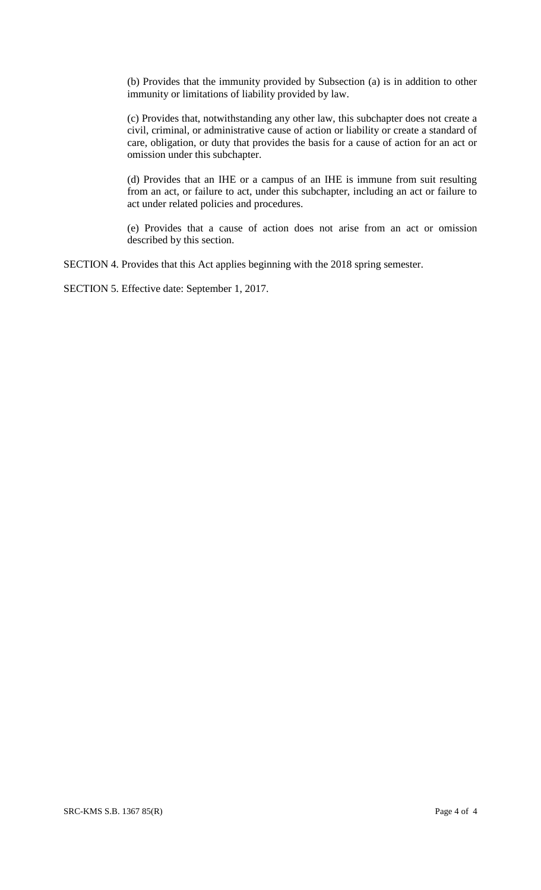(b) Provides that the immunity provided by Subsection (a) is in addition to other immunity or limitations of liability provided by law.

(c) Provides that, notwithstanding any other law, this subchapter does not create a civil, criminal, or administrative cause of action or liability or create a standard of care, obligation, or duty that provides the basis for a cause of action for an act or omission under this subchapter.

(d) Provides that an IHE or a campus of an IHE is immune from suit resulting from an act, or failure to act, under this subchapter, including an act or failure to act under related policies and procedures.

(e) Provides that a cause of action does not arise from an act or omission described by this section.

SECTION 4. Provides that this Act applies beginning with the 2018 spring semester.

SECTION 5. Effective date: September 1, 2017.

SRC-KMS S.B. 1367 85(R)